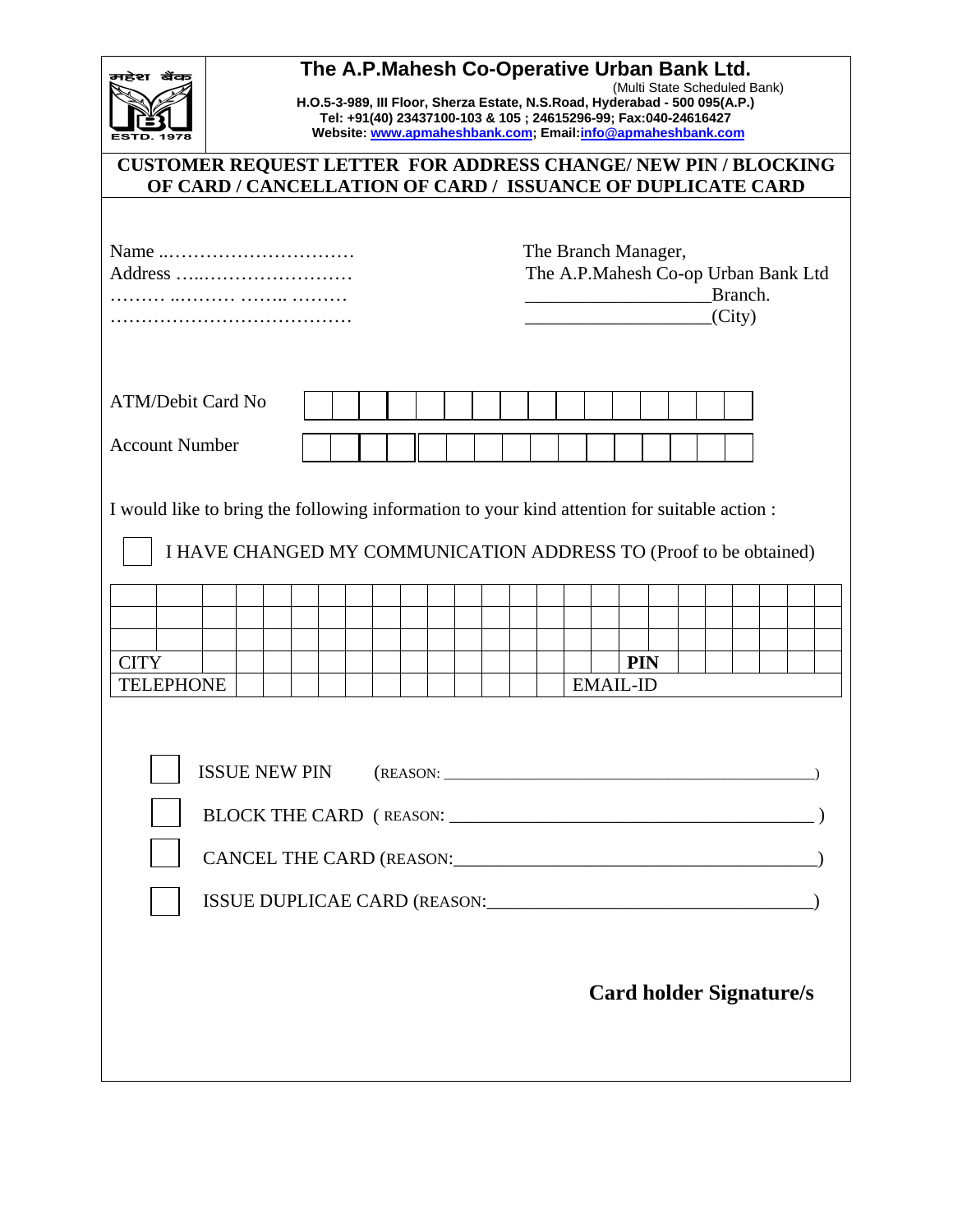# The A.P.Mahesh Co-Operative Urban Bank Ltd.

(Multi State Scheduled Bank)

**H.O.5-3-989, III Floor, Sherza Estate, N.S.Road, Hyderabad - 500 095(A.P.)**
**Tel: +91(40) 23437100-103 & 105 ; 24615296-99; Fax:040-24616427**
**Website: www.apmaheshbank.com; Email:info@apmaheshbank.com**

महेश बैंक ESTD. 1978

## CUSTOMER REQUEST LETTER FOR ADDRESS CHANGE/ NEW PIN / BLOCKING OF CARD / CANCELLATION OF CARD / ISSUANCE OF DUPLICATE CARD

Name ..…………………………
Address …..……………………
……… ..……… ……... ………
…………………………………

The Branch Manager,
The A.P.Mahesh Co-op Urban Bank Ltd
____________________Branch.
____________________(City)

ATM/Debit Card No | | | | | | | | | | | | | | | | |

Account Number | | | | | | | | | | | | | | | | |

I would like to bring the following information to your kind attention for suitable action :

☐ I HAVE CHANGED MY COMMUNICATION ADDRESS TO (Proof to be obtained)

| | | | | | | | | | | | | | | | | | | | | | | | | | |
|---|---|---|---|---|---|---|---|---|---|---|---|---|---|---|---|---|---|---|---|---|---|---|---|---|---|
| | | | | | | | | | | | | | | | | | | | | | | | | | |
| | | | | | | | | | | | | | | | | | | | | | | | | | |
| CITY | | | | | | | | | | | | | | | | | | **PIN** | | | | | | | |
| TELEPHONE | | | | | | | | | | | | | | | | | EMAIL-ID | | | | | | | | |

☐ ISSUE NEW PIN (REASON: ____________________________________________)

☐ BLOCK THE CARD ( REASON: _______________________________________ )

☐ CANCEL THE CARD (REASON:_______________________________________)

☐ ISSUE DUPLICAE CARD (REASON:___________________________________)

**Card holder Signature/s**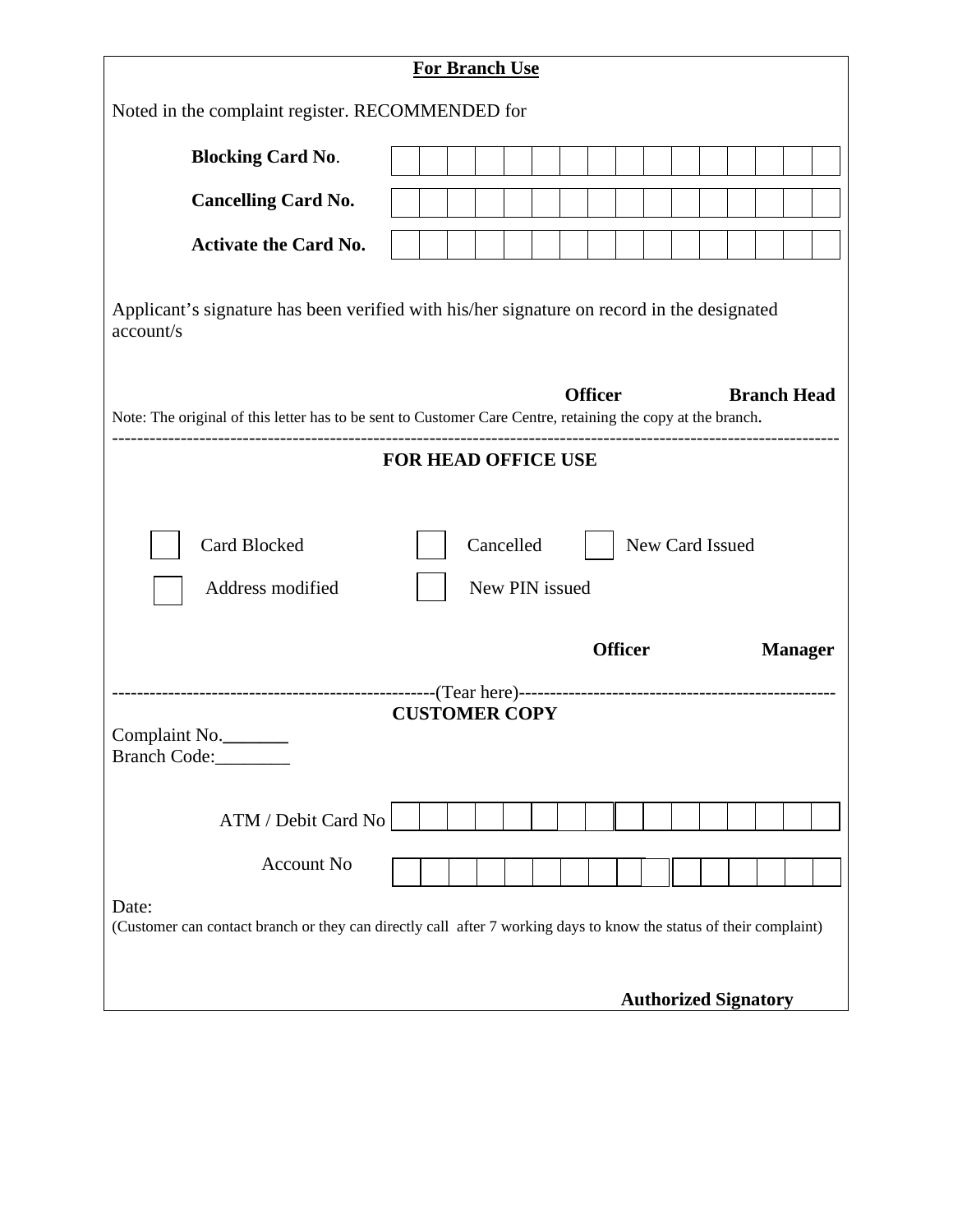**For Branch Use**

Noted in the complaint register. RECOMMENDED for

**Blocking Card No**. | | | | | | | | | | | | | | | | |

**Cancelling Card No.** | | | | | | | | | | | | | | | | |

**Activate the Card No.** | | | | | | | | | | | | | | | | |

Applicant's signature has been verified with his/her signature on record in the designated account/s

**Officer** **Branch Head**

Note: The original of this letter has to be sent to Customer Care Centre, retaining the copy at the branch.

---

**FOR HEAD OFFICE USE**

☐ Card Blocked ☐ Cancelled ☐ New Card Issued

☐ Address modified ☐ New PIN issued

**Officer** **Manager**

---------------------------------------------------(Tear here)---------------------------------------------------

**CUSTOMER COPY**

Complaint No.\_\_\_\_\_\_\_

Branch Code:\_\_\_\_\_\_\_\_

ATM / Debit Card No | | | | | | | | | | | | | | | | |

Account No | | | | | | | | | | | | | | | | |

Date:

(Customer can contact branch or they can directly call after 7 working days to know the status of their complaint)

**Authorized Signatory**